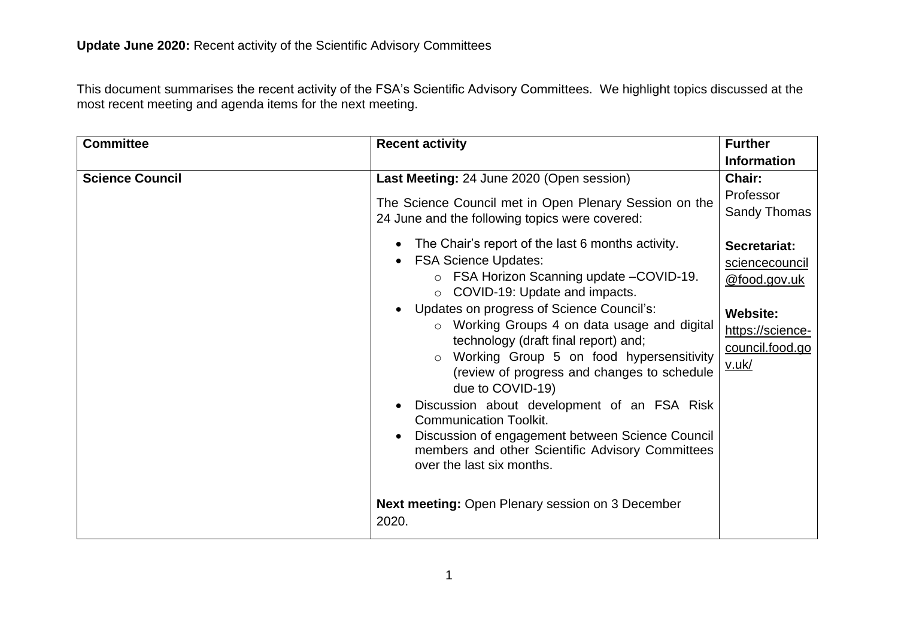**Update June 2020:** Recent activity of the Scientific Advisory Committees

This document summarises the recent activity of the FSA's Scientific Advisory Committees. We highlight topics discussed at the most recent meeting and agenda items for the next meeting.

| Committee | Recent activity | Further Information |
|---|---|---|
| **Science Council** | **Last Meeting:** 24 June 2020 (Open session)<br><br>The Science Council met in Open Plenary Session on the 24 June and the following topics were covered:<br><br>• The Chair's report of the last 6 months activity.<br>• FSA Science Updates:<br>  ○ FSA Horizon Scanning update –COVID-19.<br>  ○ COVID-19: Update and impacts.<br>• Updates on progress of Science Council's:<br>  ○ Working Groups 4 on data usage and digital technology (draft final report) and;<br>  ○ Working Group 5 on food hypersensitivity (review of progress and changes to schedule due to COVID-19)<br>• Discussion about development of an FSA Risk Communication Toolkit.<br>• Discussion of engagement between Science Council members and other Scientific Advisory Committees over the last six months.<br><br>**Next meeting:** Open Plenary session on 3 December 2020. | **Chair:** Professor Sandy Thomas<br><br>**Secretariat:** sciencecouncil@food.gov.uk<br><br>**Website:** https://science-council.food.gov.uk/ |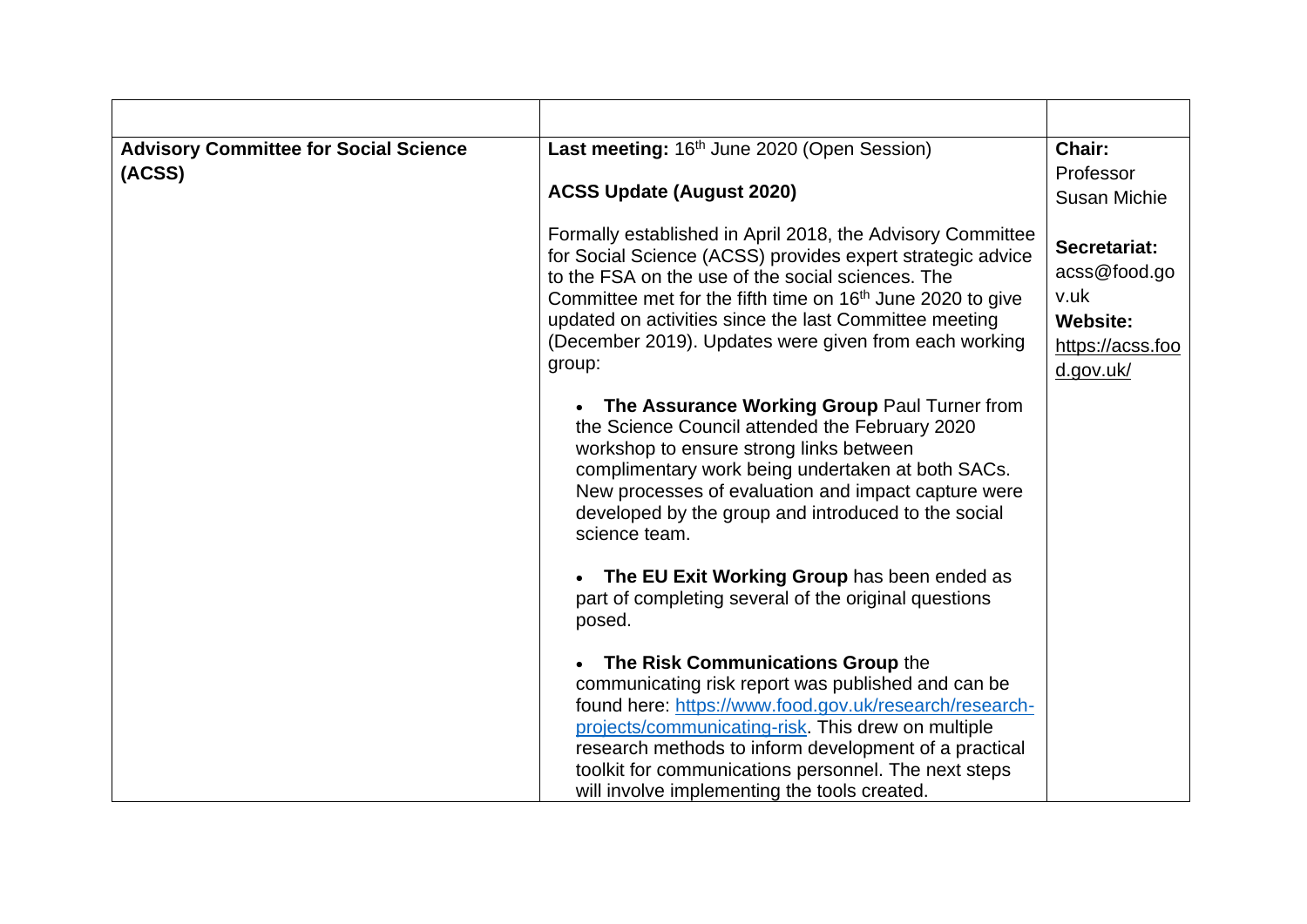| | | |
|---|---|---|
| **Advisory Committee for Social Science (ACSS)** | **Last meeting:** 16th June 2020 (Open Session)<br><br>**ACSS Update (August 2020)**<br><br>Formally established in April 2018, the Advisory Committee for Social Science (ACSS) provides expert strategic advice to the FSA on the use of the social sciences. The Committee met for the fifth time on 16th June 2020 to give updated on activities since the last Committee meeting (December 2019). Updates were given from each working group:<br><br>• **The Assurance Working Group** Paul Turner from the Science Council attended the February 2020 workshop to ensure strong links between complimentary work being undertaken at both SACs. New processes of evaluation and impact capture were developed by the group and introduced to the social science team.<br><br>• **The EU Exit Working Group** has been ended as part of completing several of the original questions posed.<br><br>• **The Risk Communications Group** the communicating risk report was published and can be found here: https://www.food.gov.uk/research/research-projects/communicating-risk. This drew on multiple research methods to inform development of a practical toolkit for communications personnel. The next steps will involve implementing the tools created. | **Chair:** Professor Susan Michie<br><br>**Secretariat:** acss@food.gov.uk<br>**Website:** https://acss.food.gov.uk/ |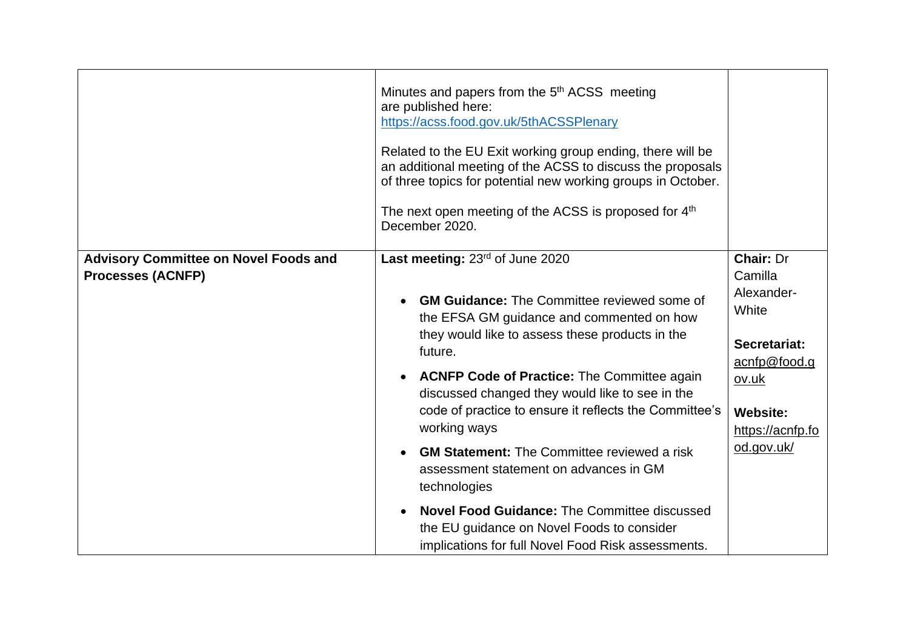| | | |
|---|---|---|
| | Minutes and papers from the 5th ACSS meeting are published here: https://acss.food.gov.uk/5thACSSPlenary<br><br>Related to the EU Exit working group ending, there will be an additional meeting of the ACSS to discuss the proposals of three topics for potential new working groups in October.<br><br>The next open meeting of the ACSS is proposed for 4th December 2020. | |
| **Advisory Committee on Novel Foods and Processes (ACNFP)** | **Last meeting:** 23rd of June 2020<br><br>• **GM Guidance:** The Committee reviewed some of the EFSA GM guidance and commented on how they would like to assess these products in the future.<br>• **ACNFP Code of Practice:** The Committee again discussed changed they would like to see in the code of practice to ensure it reflects the Committee's working ways<br>• **GM Statement:** The Committee reviewed a risk assessment statement on advances in GM technologies<br>• **Novel Food Guidance:** The Committee discussed the EU guidance on Novel Foods to consider implications for full Novel Food Risk assessments. | **Chair:** Dr Camilla Alexander-White<br><br>**Secretariat:** acnfp@food.gov.uk<br><br>**Website:** https://acnfp.food.gov.uk/ |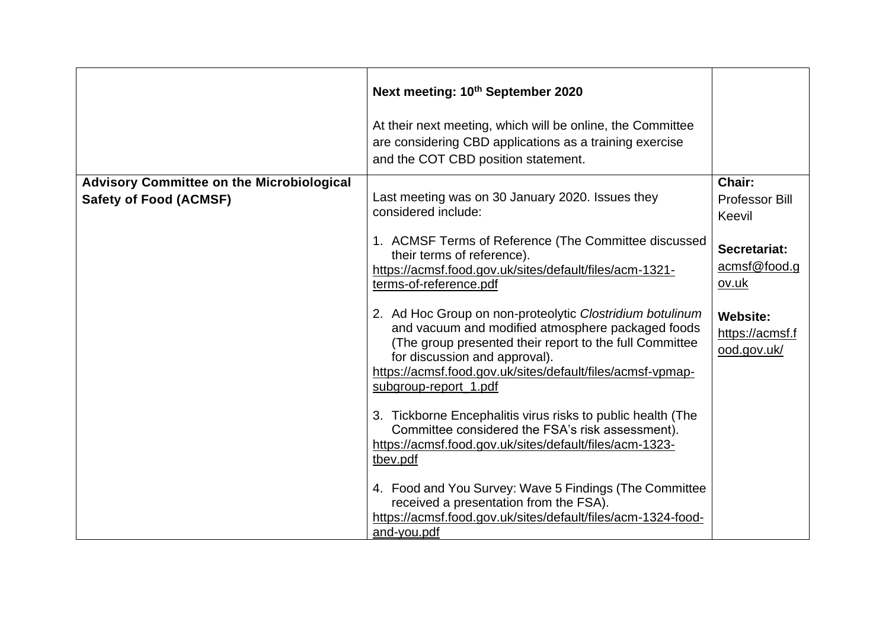| | | |
|---|---|---|
| | **Next meeting: 10th September 2020**<br><br>At their next meeting, which will be online, the Committee are considering CBD applications as a training exercise and the COT CBD position statement. | |
| **Advisory Committee on the Microbiological Safety of Food (ACMSF)** | Last meeting was on 30 January 2020. Issues they considered include:<br><br>1. ACMSF Terms of Reference (The Committee discussed their terms of reference).<br>https://acmsf.food.gov.uk/sites/default/files/acm-1321-terms-of-reference.pdf<br><br>2. Ad Hoc Group on non-proteolytic *Clostridium botulinum* and vacuum and modified atmosphere packaged foods (The group presented their report to the full Committee for discussion and approval).<br>https://acmsf.food.gov.uk/sites/default/files/acmsf-vpmap-subgroup-report_1.pdf<br><br>3. Tickborne Encephalitis virus risks to public health (The Committee considered the FSA's risk assessment).<br>https://acmsf.food.gov.uk/sites/default/files/acm-1323-tbev.pdf<br><br>4. Food and You Survey: Wave 5 Findings (The Committee received a presentation from the FSA).<br>https://acmsf.food.gov.uk/sites/default/files/acm-1324-food-and-you.pdf | **Chair:** Professor Bill Keevil<br><br>**Secretariat:** acmsf@food.gov.uk<br><br>**Website:** https://acmsf.food.gov.uk/ |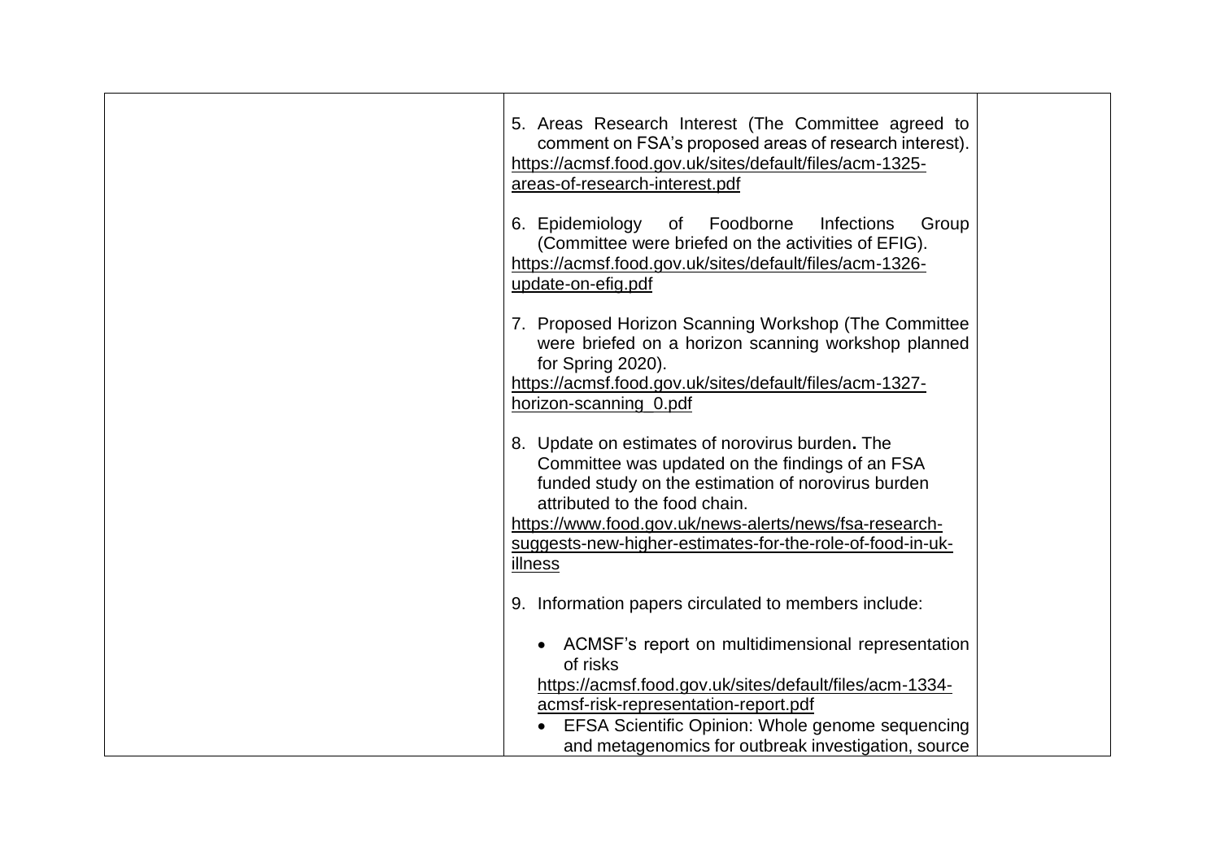| | | |
|---|---|---|
| | 5. Areas Research Interest (The Committee agreed to comment on FSA's proposed areas of research interest). https://acmsf.food.gov.uk/sites/default/files/acm-1325-areas-of-research-interest.pdf<br><br>6. Epidemiology of Foodborne Infections Group (Committee were briefed on the activities of EFIG). https://acmsf.food.gov.uk/sites/default/files/acm-1326-update-on-efig.pdf<br><br>7. Proposed Horizon Scanning Workshop (The Committee were briefed on a horizon scanning workshop planned for Spring 2020). https://acmsf.food.gov.uk/sites/default/files/acm-1327-horizon-scanning_0.pdf<br><br>8. Update on estimates of norovirus burden**.** The Committee was updated on the findings of an FSA funded study on the estimation of norovirus burden attributed to the food chain. https://www.food.gov.uk/news-alerts/news/fsa-research-suggests-new-higher-estimates-for-the-role-of-food-in-uk-illness<br><br>9. Information papers circulated to members include:<br><br>• ACMSF's report on multidimensional representation of risks https://acmsf.food.gov.uk/sites/default/files/acm-1334-acmsf-risk-representation-report.pdf<br>• EFSA Scientific Opinion: Whole genome sequencing and metagenomics for outbreak investigation, source | |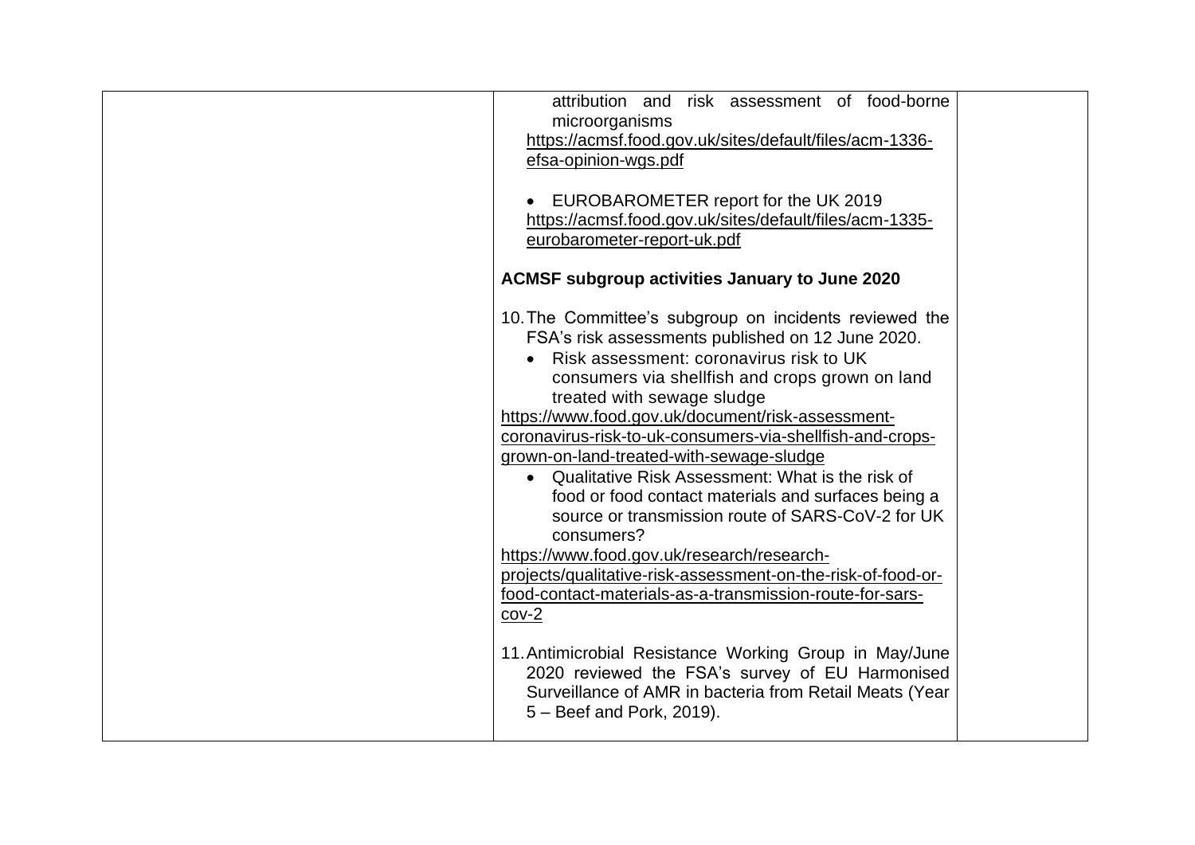| | | |
|---|---|---|
| | attribution and risk assessment of food-borne microorganisms<br>https://acmsf.food.gov.uk/sites/default/files/acm-1336-efsa-opinion-wgs.pdf<br><br>• EUROBAROMETER report for the UK 2019<br>https://acmsf.food.gov.uk/sites/default/files/acm-1335-eurobarometer-report-uk.pdf<br><br>**ACMSF subgroup activities January to June 2020**<br><br>10. The Committee's subgroup on incidents reviewed the FSA's risk assessments published on 12 June 2020.<br>• Risk assessment: coronavirus risk to UK consumers via shellfish and crops grown on land treated with sewage sludge<br>https://www.food.gov.uk/document/risk-assessment-coronavirus-risk-to-uk-consumers-via-shellfish-and-crops-grown-on-land-treated-with-sewage-sludge<br>• Qualitative Risk Assessment: What is the risk of food or food contact materials and surfaces being a source or transmission route of SARS-CoV-2 for UK consumers?<br>https://www.food.gov.uk/research/research-projects/qualitative-risk-assessment-on-the-risk-of-food-or-food-contact-materials-as-a-transmission-route-for-sars-cov-2<br><br>11. Antimicrobial Resistance Working Group in May/June 2020 reviewed the FSA's survey of EU Harmonised Surveillance of AMR in bacteria from Retail Meats (Year 5 – Beef and Pork, 2019). | |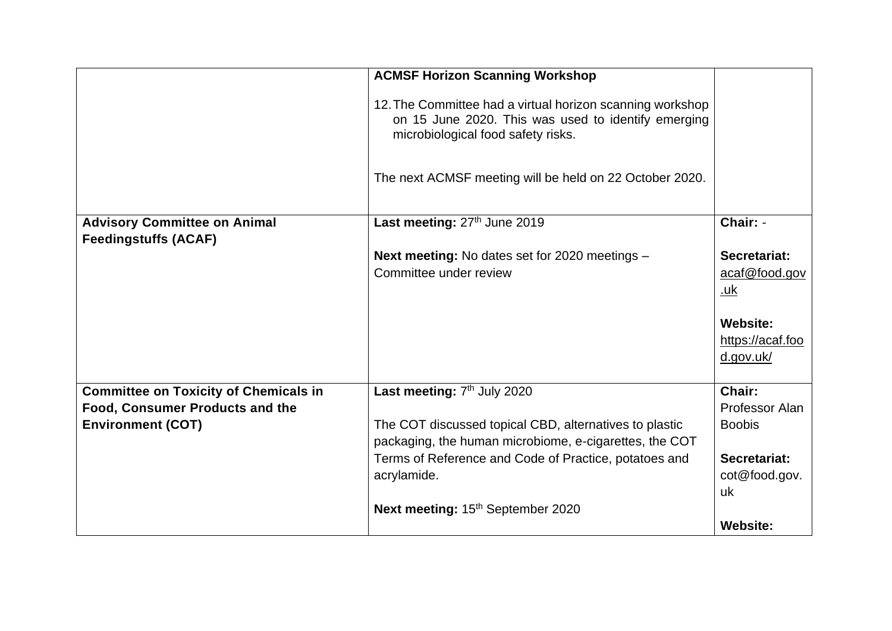| | | |
|---|---|---|
| | **ACMSF Horizon Scanning Workshop**<br><br>12. The Committee had a virtual horizon scanning workshop on 15 June 2020. This was used to identify emerging microbiological food safety risks.<br><br>The next ACMSF meeting will be held on 22 October 2020. | |
| **Advisory Committee on Animal Feedingstuffs (ACAF)** | **Last meeting:** 27th June 2019<br><br>**Next meeting:** No dates set for 2020 meetings – Committee under review | **Chair:** -<br><br>**Secretariat:** acaf@food.gov.uk<br><br>**Website:** https://acaf.food.gov.uk/ |
| **Committee on Toxicity of Chemicals in Food, Consumer Products and the Environment (COT)** | **Last meeting:** 7th July 2020<br><br>The COT discussed topical CBD, alternatives to plastic packaging, the human microbiome, e-cigarettes, the COT Terms of Reference and Code of Practice, potatoes and acrylamide.<br><br>**Next meeting:** 15th September 2020 | **Chair:** Professor Alan Boobis<br><br>**Secretariat:** cot@food.gov.uk<br><br>**Website:** |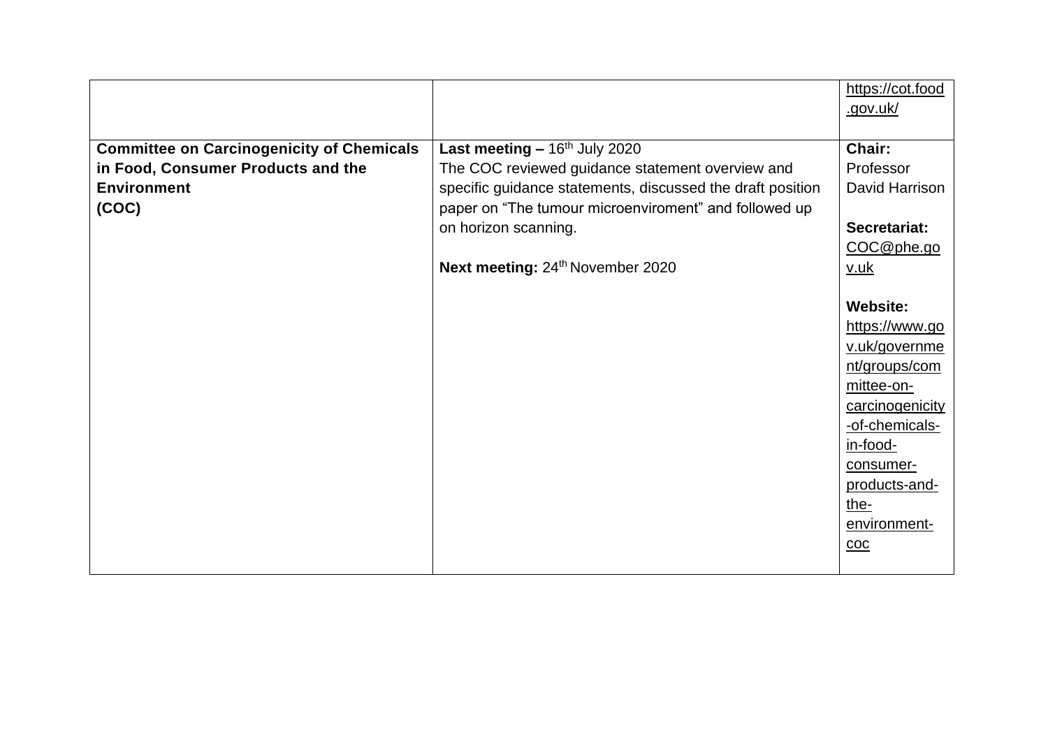| | | |
|---|---|---|
| | | https://cot.food.gov.uk/ |
| **Committee on Carcinogenicity of Chemicals in Food, Consumer Products and the Environment (COC)** | **Last meeting –** 16th July 2020<br>The COC reviewed guidance statement overview and specific guidance statements, discussed the draft position paper on "The tumour microenviroment" and followed up on horizon scanning.<br><br>**Next meeting:** 24th November 2020 | **Chair:** Professor David Harrison<br><br>**Secretariat:** COC@phe.gov.uk<br><br>**Website:** https://www.gov.uk/government/groups/committee-on-carcinogenicity-of-chemicals-in-food-consumer-products-and-the-environment-coc |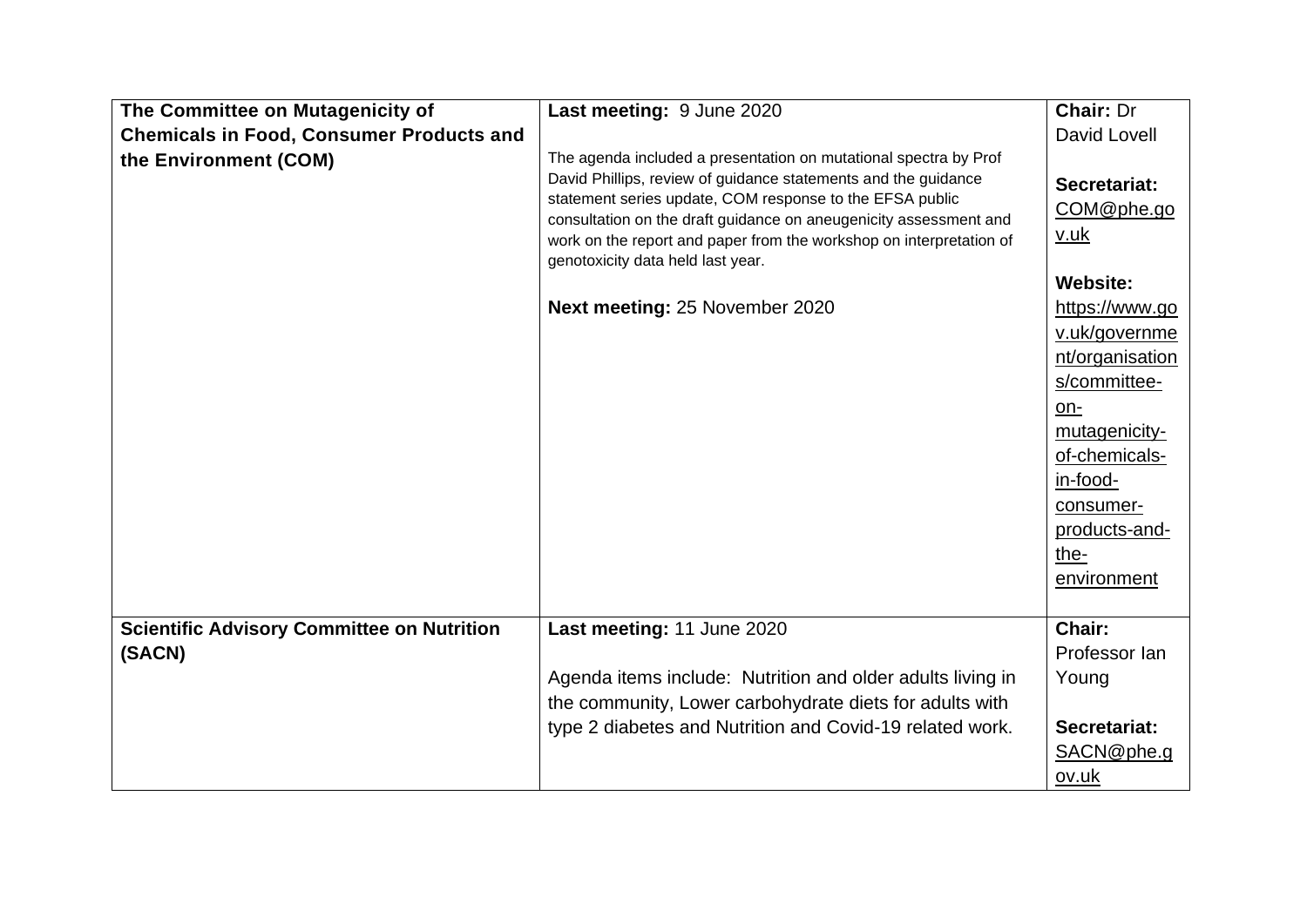| | | |
|---|---|---|
| **The Committee on Mutagenicity of Chemicals in Food, Consumer Products and the Environment (COM)** | **Last meeting:** 9 June 2020<br><br>The agenda included a presentation on mutational spectra by Prof David Phillips, review of guidance statements and the guidance statement series update, COM response to the EFSA public consultation on the draft guidance on aneugenicity assessment and work on the report and paper from the workshop on interpretation of genotoxicity data held last year.<br><br>**Next meeting:** 25 November 2020 | **Chair:** Dr David Lovell<br><br>**Secretariat:** COM@phe.gov.uk<br><br>**Website:** https://www.gov.uk/government/organisations/committee-on-mutagenicity-of-chemicals-in-food-consumer-products-and-the-environment |
| **Scientific Advisory Committee on Nutrition (SACN)** | **Last meeting:** 11 June 2020<br><br>Agenda items include: Nutrition and older adults living in the community, Lower carbohydrate diets for adults with type 2 diabetes and Nutrition and Covid-19 related work. | **Chair:** Professor Ian Young<br><br>**Secretariat:** SACN@phe.gov.uk |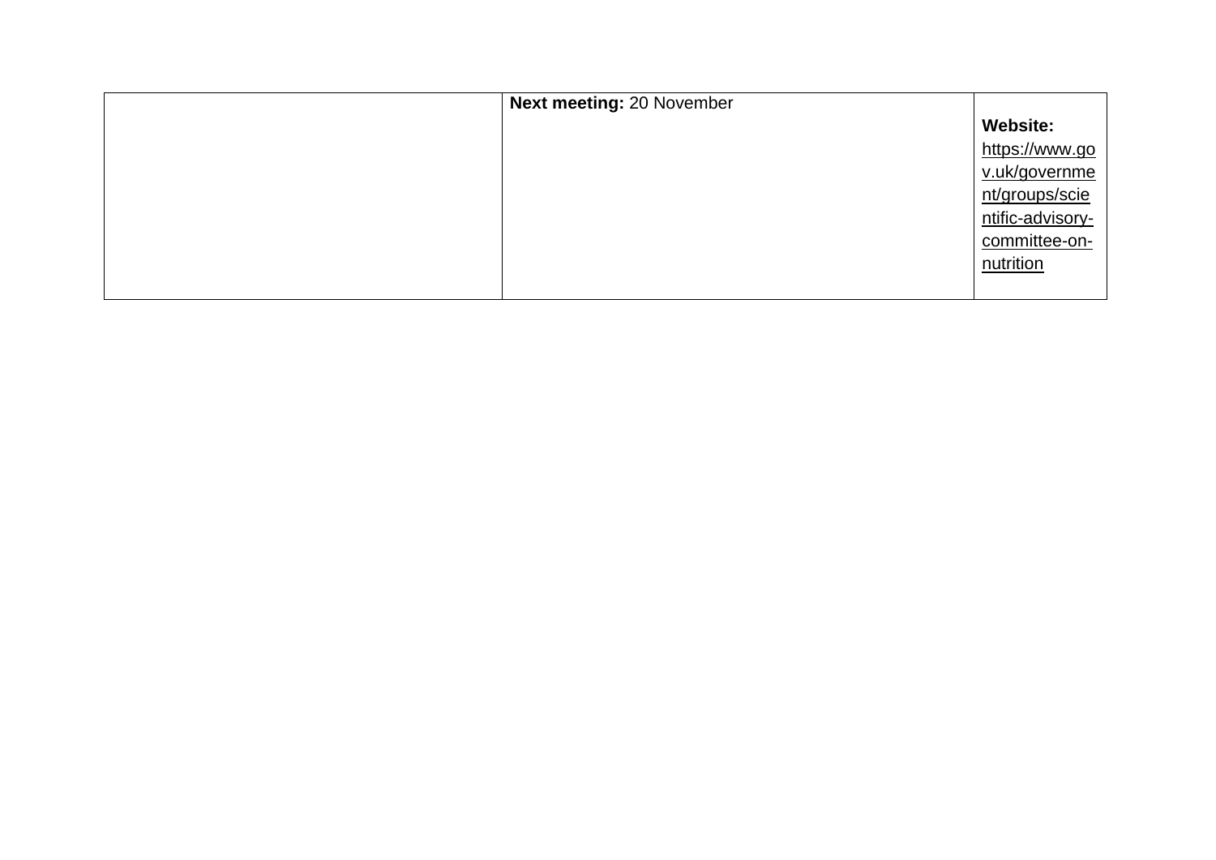| | | |
|---|---|---|
| | **Next meeting:** 20 November | **Website:** https://www.gov.uk/government/groups/scientific-advisory-committee-on-nutrition |